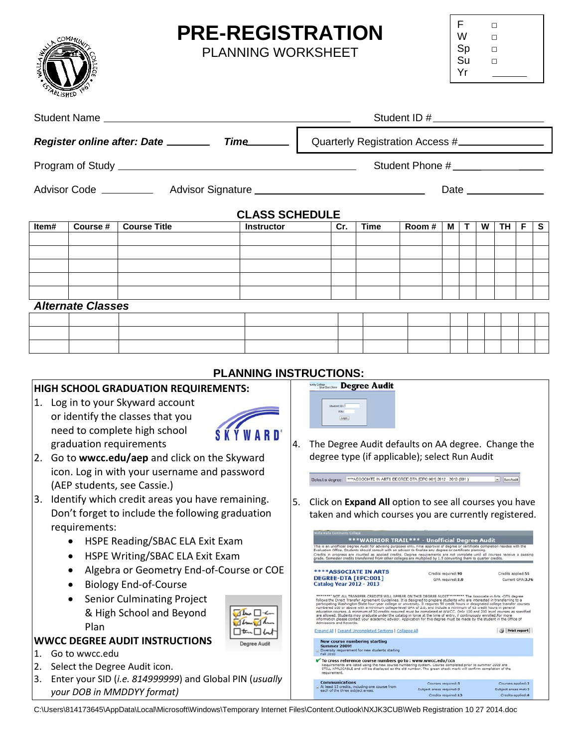# PRE-REGISTRATION

PLANNING WORKSHEET

F ☐
W ☐
Sp ☐
Su ☐
Yr ______

Student Name ____________________ Student ID # ____________________

***Register online after: Date*** ________ ***Time*** ________ Quarterly Registration Access # ____________

Program of Study ____________________ Student Phone # ____________________

Advisor Code ________ Advisor Signature ____________________ Date ____________

## CLASS SCHEDULE

| Item# | Course # | Course Title | Instructor | Cr. | Time | Room # | M | T | W | TH | F | S |
|---|---|---|---|---|---|---|---|---|---|---|---|---|
| | | | | | | | | | | | | |
| | | | | | | | | | | | | |
| | | | | | | | | | | | | |
| | | | | | | | | | | | | |
| | | | | | | | | | | | | |

### *Alternate Classes*

| | | | | | | | | | | | | |
|---|---|---|---|---|---|---|---|---|---|---|---|---|
| | | | | | | | | | | | | |
| | | | | | | | | | | | | |
| | | | | | | | | | | | | |

## PLANNING INSTRUCTIONS:

**HIGH SCHOOL GRADUATION REQUIREMENTS:**

1. Log in to your Skyward account or identify the classes that you need to complete high school graduation requirements
2. Go to **wwcc.edu/aep** and click on the Skyward icon. Log in with your username and password (AEP students, see Cassie.)
3. Identify which credit areas you have remaining. Don't forget to include the following graduation requirements:
   - HSPE Reading/SBAC ELA Exit Exam
   - HSPE Writing/SBAC ELA Exit Exam
   - Algebra or Geometry End-of-Course or COE
   - Biology End-of-Course
   - Senior Culminating Project & High School and Beyond Plan

Degree Audit

**WWCC DEGREE AUDIT INSTRUCTIONS**

1. Go to wwcc.edu
2. Select the Degree Audit icon.
3. Enter your SID (*i.e. 814999999*) and Global PIN (*usually your DOB in MMDDYY format)*

Degree Audit

4. The Degree Audit defaults on AA degree. Change the degree type (if applicable); select Run Audit

5. Click on **Expand All** option to see all courses you have taken and which courses you are currently registered.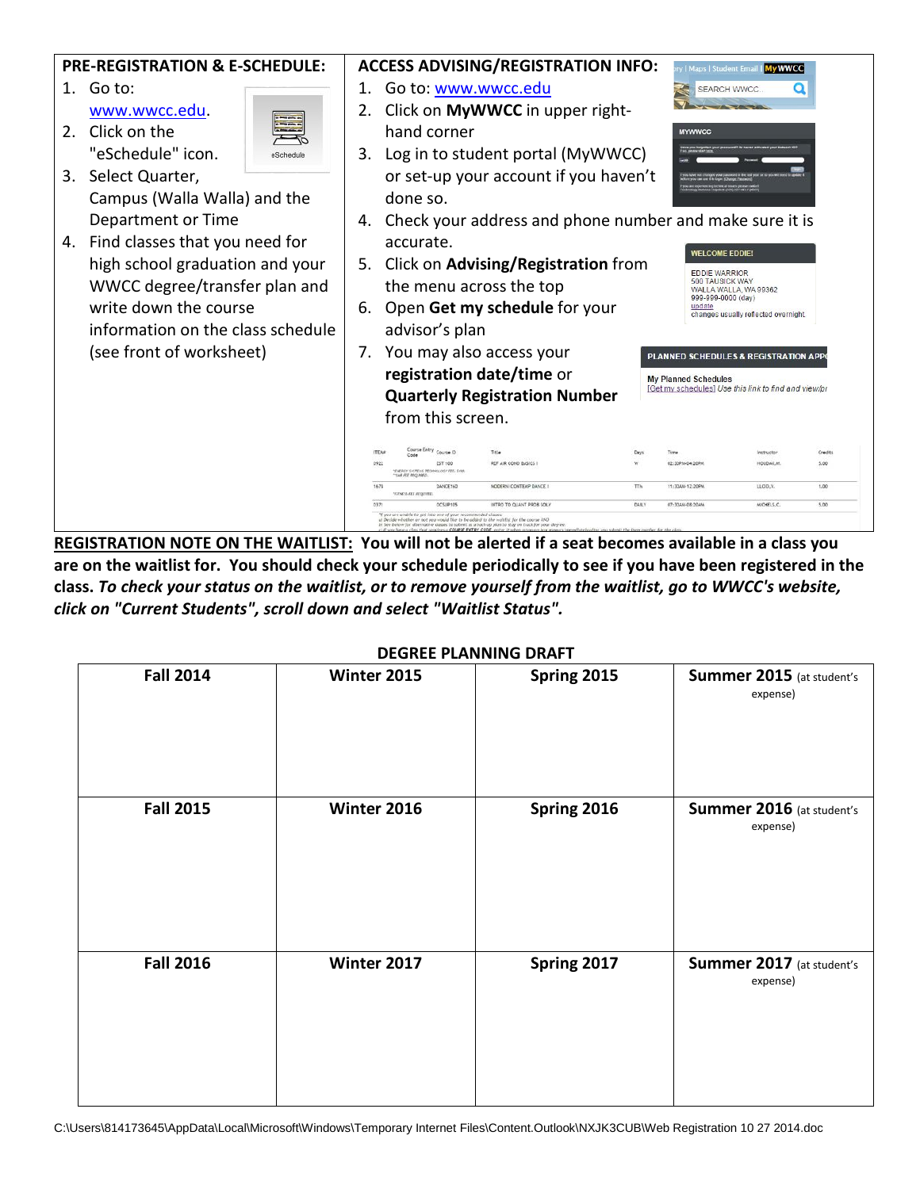**PRE-REGISTRATION & E-SCHEDULE:**

1. Go to: www.wwcc.edu.
2. Click on the "eSchedule" icon.
3. Select Quarter, Campus (Walla Walla) and the Department or Time
4. Find classes that you need for high school graduation and your WWCC degree/transfer plan and write down the course information on the class schedule (see front of worksheet)

**ACCESS ADVISING/REGISTRATION INFO:**

1. Go to: www.wwcc.edu
2. Click on **MyWWCC** in upper right-hand corner
3. Log in to student portal (MyWWCC) or set-up your account if you haven't done so.
4. Check your address and phone number and make sure it is accurate.
5. Click on **Advising/Registration** from the menu across the top
6. Open **Get my schedule** for your advisor's plan
7. You may also access your **registration date/time** or **Quarterly Registration Number** from this screen.

**REGISTRATION NOTE ON THE WAITLIST:** **You will not be alerted if a seat becomes available in a class you are on the waitlist for. You should check your schedule periodically to see if you have been registered in the class.** ***To check your status on the waitlist, or to remove yourself from the waitlist, go to WWCC's website, click on "Current Students", scroll down and select "Waitlist Status".***

**DEGREE PLANNING DRAFT**

| **Fall 2014** | **Winter 2015** | **Spring 2015** | **Summer 2015** (at student's expense) |
|---|---|---|---|
| | | | |
| **Fall 2015** | **Winter 2016** | **Spring 2016** | **Summer 2016** (at student's expense) |
| | | | |
| **Fall 2016** | **Winter 2017** | **Spring 2017** | **Summer 2017** (at student's expense) |
| | | | |

C:\Users\814173645\AppData\Local\Microsoft\Windows\Temporary Internet Files\Content.Outlook\NXJK3CUB\Web Registration 10 27 2014.doc